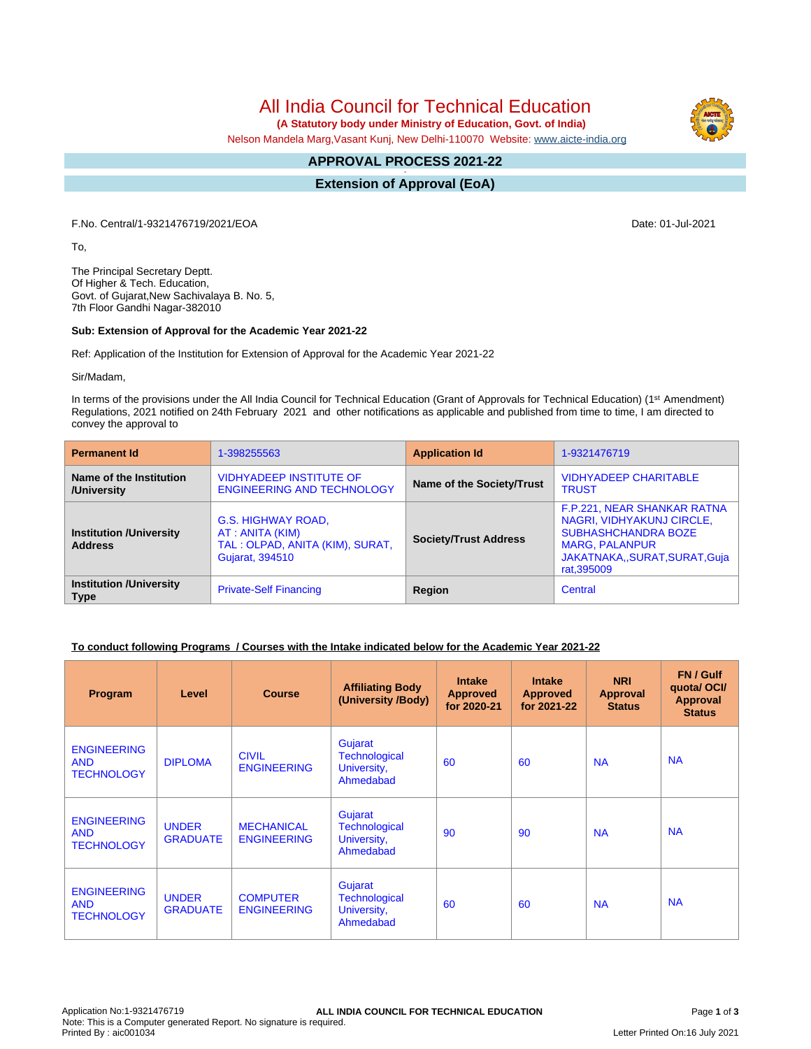# All India Council for Technical Education

**(A Statutory body under Ministry of Education, Govt. of India)**

Nelson Mandela Marg,Vasant Kunj, New Delhi-110070 Website: www.aicte-india.org

## APPROVAL PROCESS 2021-22

## Extension of Approval (EoA)

F.No. Central/1-9321476719/2021/EOA

Date: 01-Jul-2021

To,

The Principal Secretary Deptt.
Of Higher & Tech. Education,
Govt. of Gujarat,New Sachivalaya B. No. 5,
7th Floor Gandhi Nagar-382010

**Sub: Extension of Approval for the Academic Year 2021-22**

Ref: Application of the Institution for Extension of Approval for the Academic Year 2021-22

Sir/Madam,

In terms of the provisions under the All India Council for Technical Education (Grant of Approvals for Technical Education) (1st Amendment) Regulations, 2021 notified on 24th February 2021 and other notifications as applicable and published from time to time, I am directed to convey the approval to

| **Permanent Id** | 1-398255563 | **Application Id** | 1-9321476719 |
|---|---|---|---|
| **Name of the Institution /University** | VIDHYADEEP INSTITUTE OF ENGINEERING AND TECHNOLOGY | **Name of the Society/Trust** | VIDHYADEEP CHARITABLE TRUST |
| **Institution /University Address** | G.S. HIGHWAY ROAD, AT : ANITA (KIM) TAL : OLPAD, ANITA (KIM), SURAT, Gujarat, 394510 | **Society/Trust Address** | F.P.221, NEAR SHANKAR RATNA NAGRI, VIDHYAKUNJ CIRCLE, SUBHASHCHANDRA BOZE MARG, PALANPUR JAKATNAKA,,SURAT,SURAT,Gujarat,395009 |
| **Institution /University Type** | Private-Self Financing | **Region** | Central |

**To conduct following Programs / Courses with the Intake indicated below for the Academic Year 2021-22**

| Program | Level | Course | Affiliating Body (University /Body) | Intake Approved for 2020-21 | Intake Approved for 2021-22 | NRI Approval Status | FN / Gulf quota/ OCI/ Approval Status |
|---|---|---|---|---|---|---|---|
| ENGINEERING AND TECHNOLOGY | DIPLOMA | CIVIL ENGINEERING | Gujarat Technological University, Ahmedabad | 60 | 60 | NA | NA |
| ENGINEERING AND TECHNOLOGY | UNDER GRADUATE | MECHANICAL ENGINEERING | Gujarat Technological University, Ahmedabad | 90 | 90 | NA | NA |
| ENGINEERING AND TECHNOLOGY | UNDER GRADUATE | COMPUTER ENGINEERING | Gujarat Technological University, Ahmedabad | 60 | 60 | NA | NA |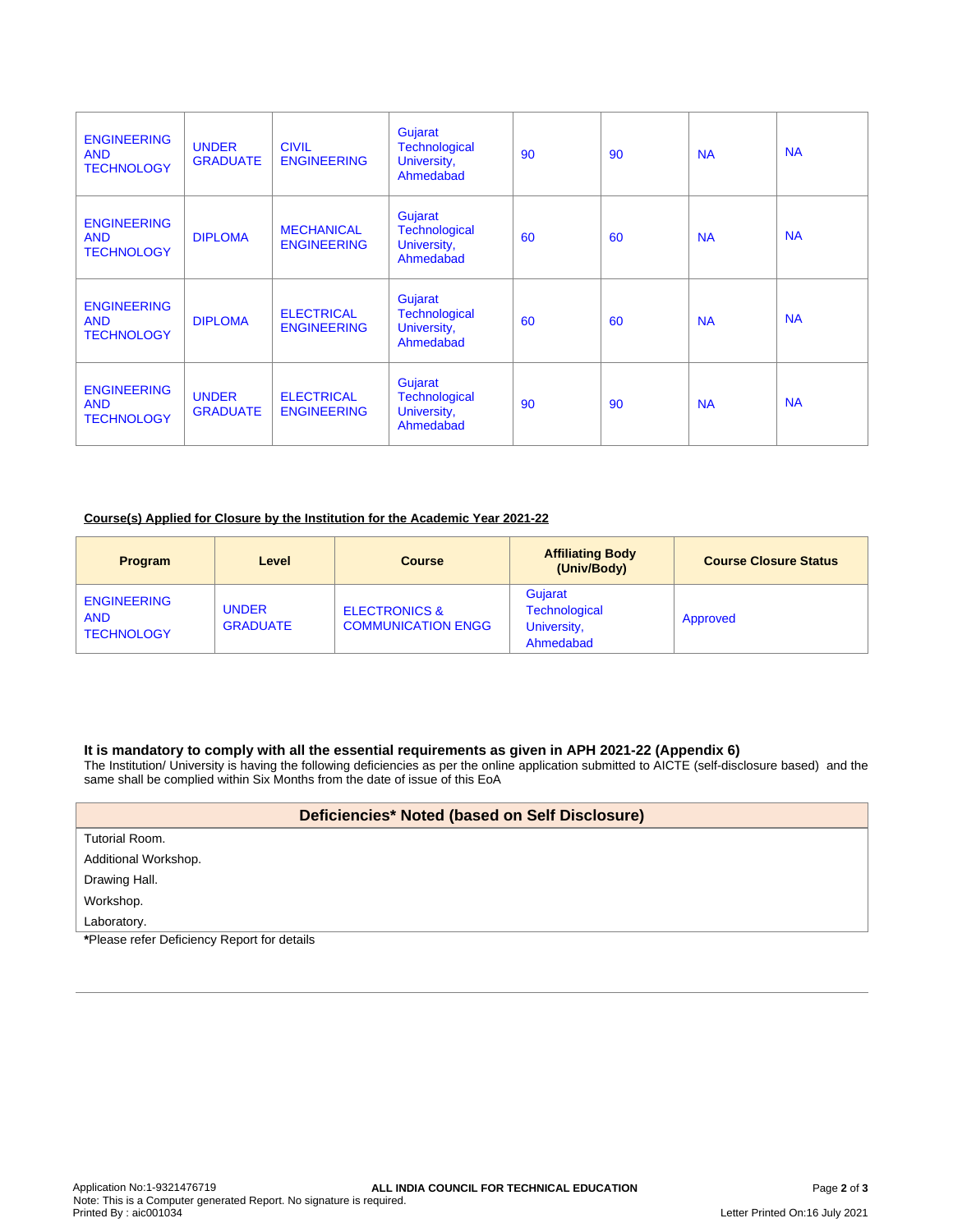| | | | | | | | |
|---|---|---|---|---|---|---|---|
| ENGINEERING AND TECHNOLOGY | UNDER GRADUATE | CIVIL ENGINEERING | Gujarat Technological University, Ahmedabad | 90 | 90 | NA | NA |
| ENGINEERING AND TECHNOLOGY | DIPLOMA | MECHANICAL ENGINEERING | Gujarat Technological University, Ahmedabad | 60 | 60 | NA | NA |
| ENGINEERING AND TECHNOLOGY | DIPLOMA | ELECTRICAL ENGINEERING | Gujarat Technological University, Ahmedabad | 60 | 60 | NA | NA |
| ENGINEERING AND TECHNOLOGY | UNDER GRADUATE | ELECTRICAL ENGINEERING | Gujarat Technological University, Ahmedabad | 90 | 90 | NA | NA |

**Course(s) Applied for Closure by the Institution for the Academic Year 2021-22**

| Program | Level | Course | Affiliating Body (Univ/Body) | Course Closure Status |
|---|---|---|---|---|
| ENGINEERING AND TECHNOLOGY | UNDER GRADUATE | ELECTRONICS & COMMUNICATION ENGG | Gujarat Technological University, Ahmedabad | Approved |

**It is mandatory to comply with all the essential requirements as given in APH 2021-22 (Appendix 6)**

The Institution/ University is having the following deficiencies as per the online application submitted to AICTE (self-disclosure based) and the same shall be complied within Six Months from the date of issue of this EoA

| Deficiencies* Noted (based on Self Disclosure) |
|---|
| Tutorial Room. |
| Additional Workshop. |
| Drawing Hall. |
| Workshop. |
| Laboratory. |

***Please refer Deficiency Report for details**

Application No:1-9321476719
Note: This is a Computer generated Report. No signature is required.
Printed By : aic001034

**ALL INDIA COUNCIL FOR TECHNICAL EDUCATION**

Letter Printed On:16 July 2021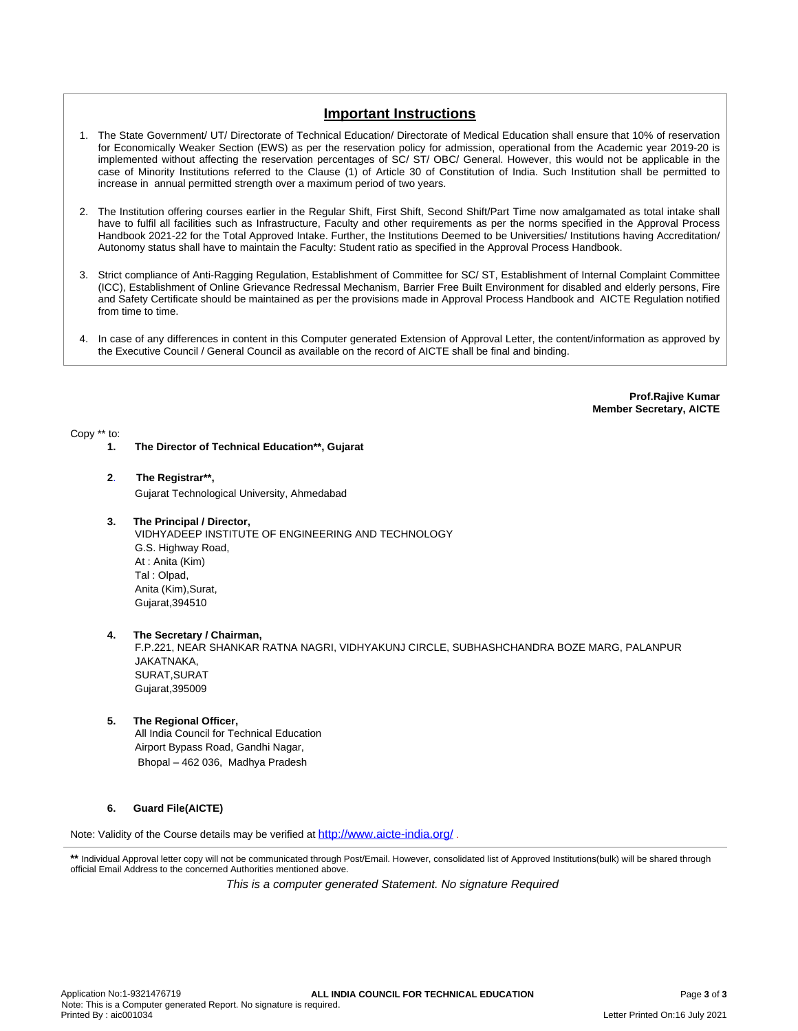## Important Instructions

1. The State Government/ UT/ Directorate of Technical Education/ Directorate of Medical Education shall ensure that 10% of reservation for Economically Weaker Section (EWS) as per the reservation policy for admission, operational from the Academic year 2019-20 is implemented without affecting the reservation percentages of SC/ ST/ OBC/ General. However, this would not be applicable in the case of Minority Institutions referred to the Clause (1) of Article 30 of Constitution of India. Such Institution shall be permitted to increase in annual permitted strength over a maximum period of two years.

2. The Institution offering courses earlier in the Regular Shift, First Shift, Second Shift/Part Time now amalgamated as total intake shall have to fulfil all facilities such as Infrastructure, Faculty and other requirements as per the norms specified in the Approval Process Handbook 2021-22 for the Total Approved Intake. Further, the Institutions Deemed to be Universities/ Institutions having Accreditation/ Autonomy status shall have to maintain the Faculty: Student ratio as specified in the Approval Process Handbook.

3. Strict compliance of Anti-Ragging Regulation, Establishment of Committee for SC/ ST, Establishment of Internal Complaint Committee (ICC), Establishment of Online Grievance Redressal Mechanism, Barrier Free Built Environment for disabled and elderly persons, Fire and Safety Certificate should be maintained as per the provisions made in Approval Process Handbook and AICTE Regulation notified from time to time.

4. In case of any differences in content in this Computer generated Extension of Approval Letter, the content/information as approved by the Executive Council / General Council as available on the record of AICTE shall be final and binding.

**Prof.Rajive Kumar**
**Member Secretary, AICTE**

Copy ** to:

1. **The Director of Technical Education**, Gujarat**

2. **The Registrar**,**
   Gujarat Technological University, Ahmedabad

3. **The Principal / Director,**
   VIDHYADEEP INSTITUTE OF ENGINEERING AND TECHNOLOGY
   G.S. Highway Road,
   At : Anita (Kim)
   Tal : Olpad,
   Anita (Kim),Surat,
   Gujarat,394510

4. **The Secretary / Chairman,**
   F.P.221, NEAR SHANKAR RATNA NAGRI, VIDHYAKUNJ CIRCLE, SUBHASHCHANDRA BOZE MARG, PALANPUR JAKATNAKA,
   SURAT,SURAT
   Gujarat,395009

5. **The Regional Officer,**
   All India Council for Technical Education
   Airport Bypass Road, Gandhi Nagar,
   Bhopal – 462 036, Madhya Pradesh

6. **Guard File(AICTE)**

Note: Validity of the Course details may be verified at http://www.aicte-india.org/ .

**\*\*** Individual Approval letter copy will not be communicated through Post/Email. However, consolidated list of Approved Institutions(bulk) will be shared through official Email Address to the concerned Authorities mentioned above.

*This is a computer generated Statement. No signature Required*

Application No:1-9321476719
Note: This is a Computer generated Report. No signature is required.
Printed By : aic001034
Letter Printed On:16 July 2021